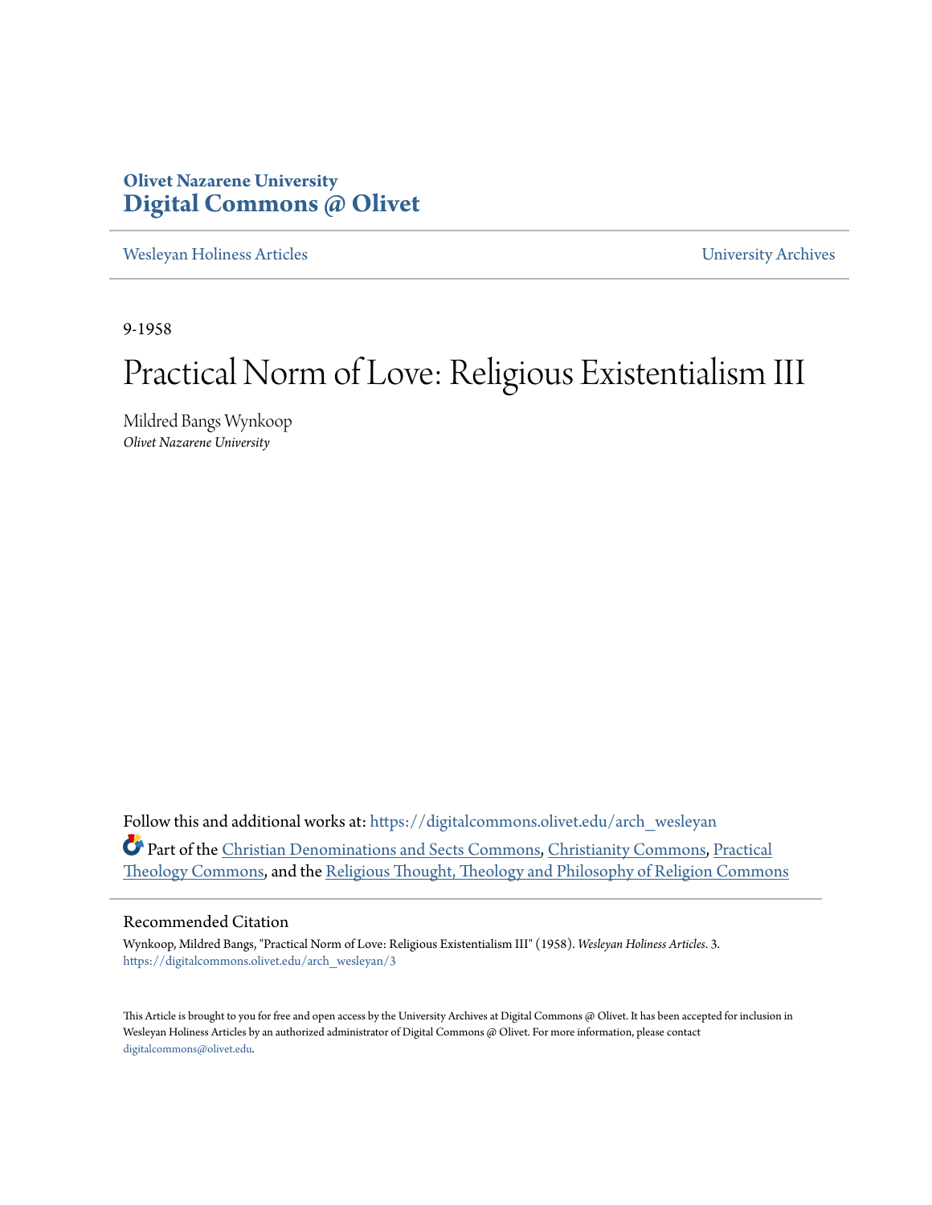**Olivet Nazarene University**
**Digital Commons @ Olivet**

Wesleyan Holiness Articles | University Archives

9-1958

# Practical Norm of Love: Religious Existentialism III

Mildred Bangs Wynkoop
*Olivet Nazarene University*

Follow this and additional works at: https://digitalcommons.olivet.edu/arch_wesleyan

Part of the Christian Denominations and Sects Commons, Christianity Commons, Practical Theology Commons, and the Religious Thought, Theology and Philosophy of Religion Commons

## Recommended Citation

Wynkoop, Mildred Bangs, "Practical Norm of Love: Religious Existentialism III" (1958). *Wesleyan Holiness Articles*. 3.
https://digitalcommons.olivet.edu/arch_wesleyan/3

This Article is brought to you for free and open access by the University Archives at Digital Commons @ Olivet. It has been accepted for inclusion in Wesleyan Holiness Articles by an authorized administrator of Digital Commons @ Olivet. For more information, please contact digitalcommons@olivet.edu.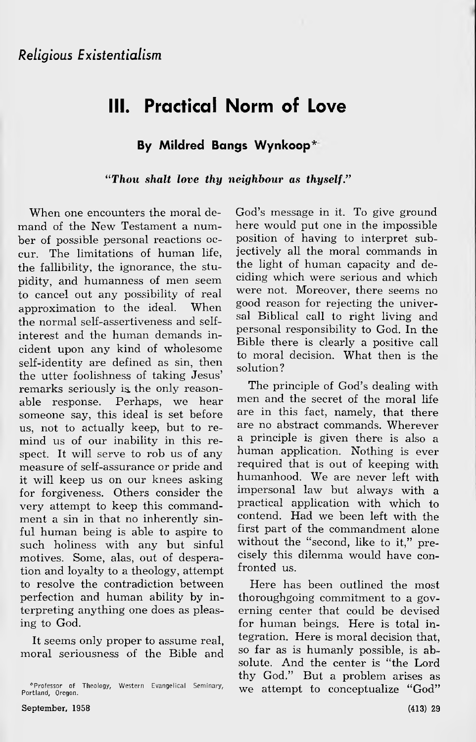*Religious Existentialism*

# III. Practical Norm of Love

**By Mildred Bangs Wynkoop***

***"Thou shalt love thy neighbour as thyself."***

When one encounters the moral demand of the New Testament a number of possible personal reactions occur. The limitations of human life, the fallibility, the ignorance, the stupidity, and humanness of men seem to cancel out any possibility of real approximation to the ideal. When the normal self-assertiveness and self-interest and the human demands incident upon any kind of wholesome self-identity are defined as sin, then the utter foolishness of taking Jesus' remarks seriously is the only reasonable response. Perhaps, we hear someone say, this ideal is set before us, not to actually keep, but to remind us of our inability in this respect. It will serve to rob us of any measure of self-assurance or pride and it will keep us on our knees asking for forgiveness. Others consider the very attempt to keep this commandment a sin in that no inherently sinful human being is able to aspire to such holiness with any but sinful motives. Some, alas, out of desperation and loyalty to a theology, attempt to resolve the contradiction between perfection and human ability by interpreting anything one does as pleasing to God.

It seems only proper to assume real, moral seriousness of the Bible and God's message in it. To give ground here would put one in the impossible position of having to interpret subjectively all the moral commands in the light of human capacity and deciding which were serious and which were not. Moreover, there seems no good reason for rejecting the universal Biblical call to right living and personal responsibility to God. In the Bible there is clearly a positive call to moral decision. What then is the solution?

The principle of God's dealing with men and the secret of the moral life are in this fact, namely, that there are no abstract commands. Wherever a principle is given there is also a human application. Nothing is ever required that is out of keeping with humanhood. We are never left with impersonal law but always with a practical application with which to contend. Had we been left with the first part of the commandment alone without the "second, like to it," precisely this dilemma would have confronted us.

Here has been outlined the most thoroughgoing commitment to a governing center that could be devised for human beings. Here is total integration. Here is moral decision that, so far as is humanly possible, is absolute. And the center is "the Lord thy God." But a problem arises as we attempt to conceptualize "God"

*Professor of Theology, Western Evangelical Seminary, Portland, Oregon.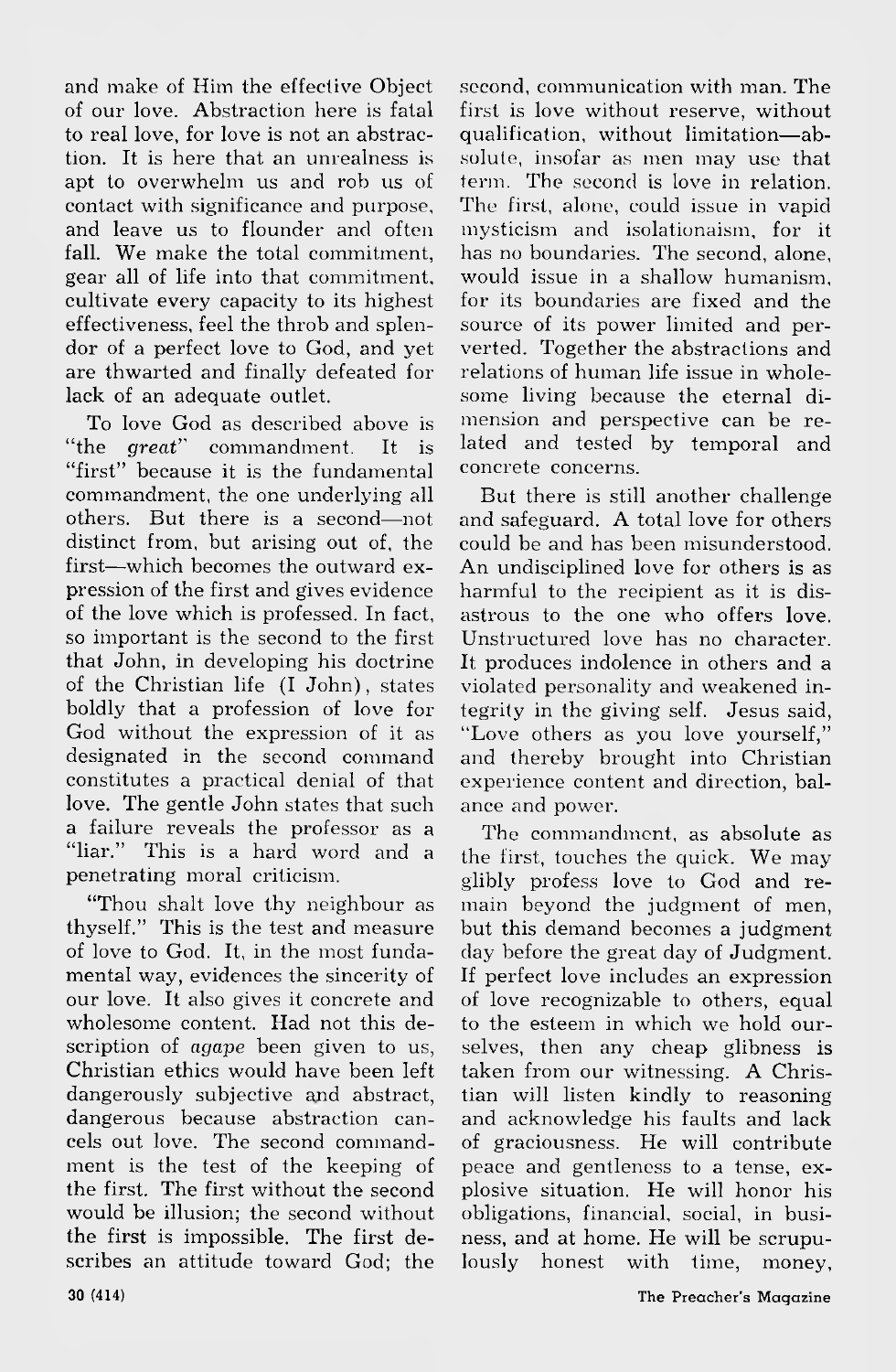and make of Him the effective Object of our love. Abstraction here is fatal to real love, for love is not an abstraction. It is here that an unrealness is apt to overwhelm us and rob us of contact with significance and purpose, and leave us to flounder and often fall. We make the total commitment, gear all of life into that commitment, cultivate every capacity to its highest effectiveness, feel the throb and splendor of a perfect love to God, and yet are thwarted and finally defeated for lack of an adequate outlet.

To love God as described above is "the *great*" commandment. It is "first" because it is the fundamental commandment, the one underlying all others. But there is a second—not distinct from, but arising out of, the first—which becomes the outward expression of the first and gives evidence of the love which is professed. In fact, so important is the second to the first that John, in developing his doctrine of the Christian life (I John), states boldly that a profession of love for God without the expression of it as designated in the second command constitutes a practical denial of that love. The gentle John states that such a failure reveals the professor as a "liar." This is a hard word and a penetrating moral criticism.

"Thou shalt love thy neighbour as thyself." This is the test and measure of love to God. It, in the most fundamental way, evidences the sincerity of our love. It also gives it concrete and wholesome content. Had not this description of *agape* been given to us, Christian ethics would have been left dangerously subjective and abstract, dangerous because abstraction cancels out love. The second commandment is the test of the keeping of the first. The first without the second would be illusion; the second without the first is impossible. The first describes an attitude toward God; the second, communication with man. The first is love without reserve, without qualification, without limitation—absolute, insofar as men may use that term. The second is love in relation. The first, alone, could issue in vapid mysticism and isolationism, for it has no boundaries. The second, alone, would issue in a shallow humanism, for its boundaries are fixed and the source of its power limited and perverted. Together the abstractions and relations of human life issue in wholesome living because the eternal dimension and perspective can be related and tested by temporal and concrete concerns.

But there is still another challenge and safeguard. A total love for others could be and has been misunderstood. An undisciplined love for others is as harmful to the recipient as it is disastrous to the one who offers love. Unstructured love has no character. It produces indolence in others and a violated personality and weakened integrity in the giving self. Jesus said, "Love others as you love yourself," and thereby brought into Christian experience content and direction, balance and power.

The commandment, as absolute as the first, touches the quick. We may glibly profess love to God and remain beyond the judgment of men, but this demand becomes a judgment day before the great day of Judgment. If perfect love includes an expression of love recognizable to others, equal to the esteem in which we hold ourselves, then any cheap glibness is taken from our witnessing. A Christian will listen kindly to reasoning and acknowledge his faults and lack of graciousness. He will contribute peace and gentleness to a tense, explosive situation. He will honor his obligations, financial, social, in business, and at home. He will be scrupulously honest with time, money,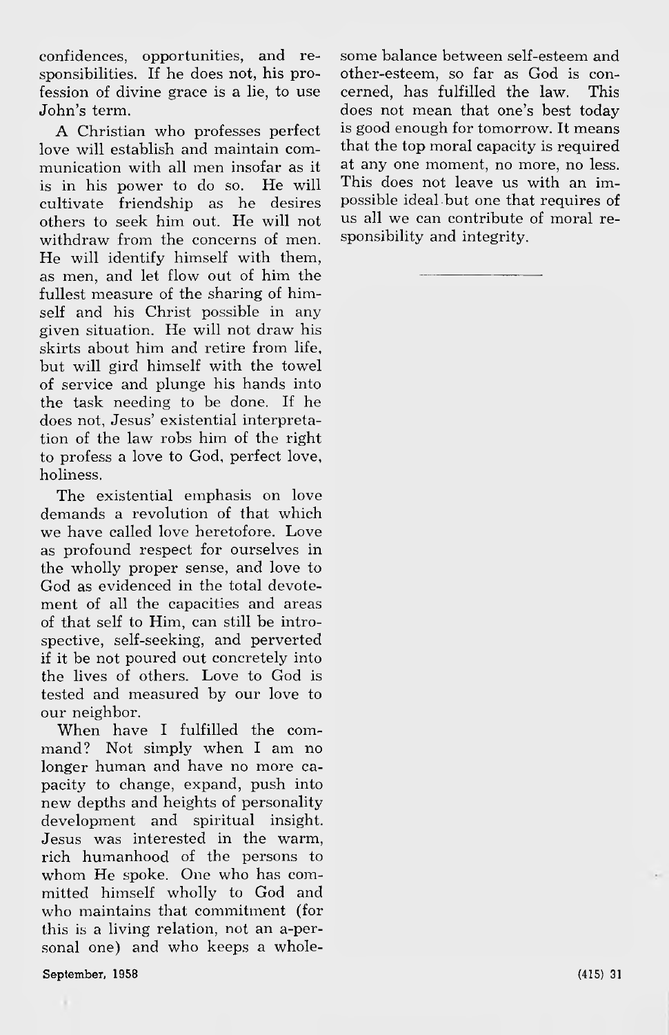confidences, opportunities, and responsibilities. If he does not, his profession of divine grace is a lie, to use John's term.

A Christian who professes perfect love will establish and maintain communication with all men insofar as it is in his power to do so. He will cultivate friendship as he desires others to seek him out. He will not withdraw from the concerns of men. He will identify himself with them, as men, and let flow out of him the fullest measure of the sharing of himself and his Christ possible in any given situation. He will not draw his skirts about him and retire from life, but will gird himself with the towel of service and plunge his hands into the task needing to be done. If he does not, Jesus' existential interpretation of the law robs him of the right to profess a love to God, perfect love, holiness.

The existential emphasis on love demands a revolution of that which we have called love heretofore. Love as profound respect for ourselves in the wholly proper sense, and love to God as evidenced in the total devotement of all the capacities and areas of that self to Him, can still be introspective, self-seeking, and perverted if it be not poured out concretely into the lives of others. Love to God is tested and measured by our love to our neighbor.

When have I fulfilled the command? Not simply when I am no longer human and have no more capacity to change, expand, push into new depths and heights of personality development and spiritual insight. Jesus was interested in the warm, rich humanhood of the persons to whom He spoke. One who has committed himself wholly to God and who maintains that commitment (for this is a living relation, not an a-personal one) and who keeps a wholesome balance between self-esteem and other-esteem, so far as God is concerned, has fulfilled the law. This does not mean that one's best today is good enough for tomorrow. It means that the top moral capacity is required at any one moment, no more, no less. This does not leave us with an impossible ideal but one that requires of us all we can contribute of moral responsibility and integrity.

---